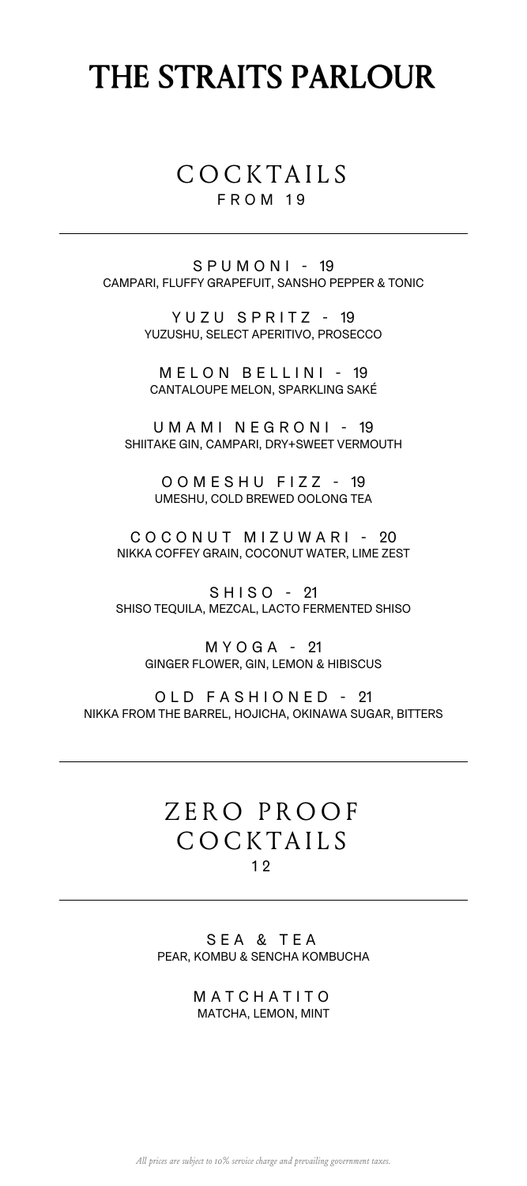# THE STRAITS PARLOUR

## COCKTAILS

FROM 19

---

**SPUMONI - 19**
CAMPARI, FLUFFY GRAPEFUIT, SANSHO PEPPER & TONIC

**YUZU SPRITZ - 19**
YUZUSHU, SELECT APERITIVO, PROSECCO

**MELON BELLINI - 19**
CANTALOUPE MELON, SPARKLING SAKÉ

**UMAMI NEGRONI - 19**
SHIITAKE GIN, CAMPARI, DRY+SWEET VERMOUTH

**OOMESHU FIZZ - 19**
UMESHU, COLD BREWED OOLONG TEA

**COCONUT MIZUWARI - 20**
NIKKA COFFEY GRAIN, COCONUT WATER, LIME ZEST

**SHISO - 21**
SHISO TEQUILA, MEZCAL, LACTO FERMENTED SHISO

**MYOGA - 21**
GINGER FLOWER, GIN, LEMON & HIBISCUS

**OLD FASHIONED - 21**
NIKKA FROM THE BARREL, HOJICHA, OKINAWA SUGAR, BITTERS

---

## ZERO PROOF COCKTAILS

12

---

**SEA & TEA**
PEAR, KOMBU & SENCHA KOMBUCHA

**MATCHATITO**
MATCHA, LEMON, MINT

*All prices are subject to 10% service charge and prevailing government taxes.*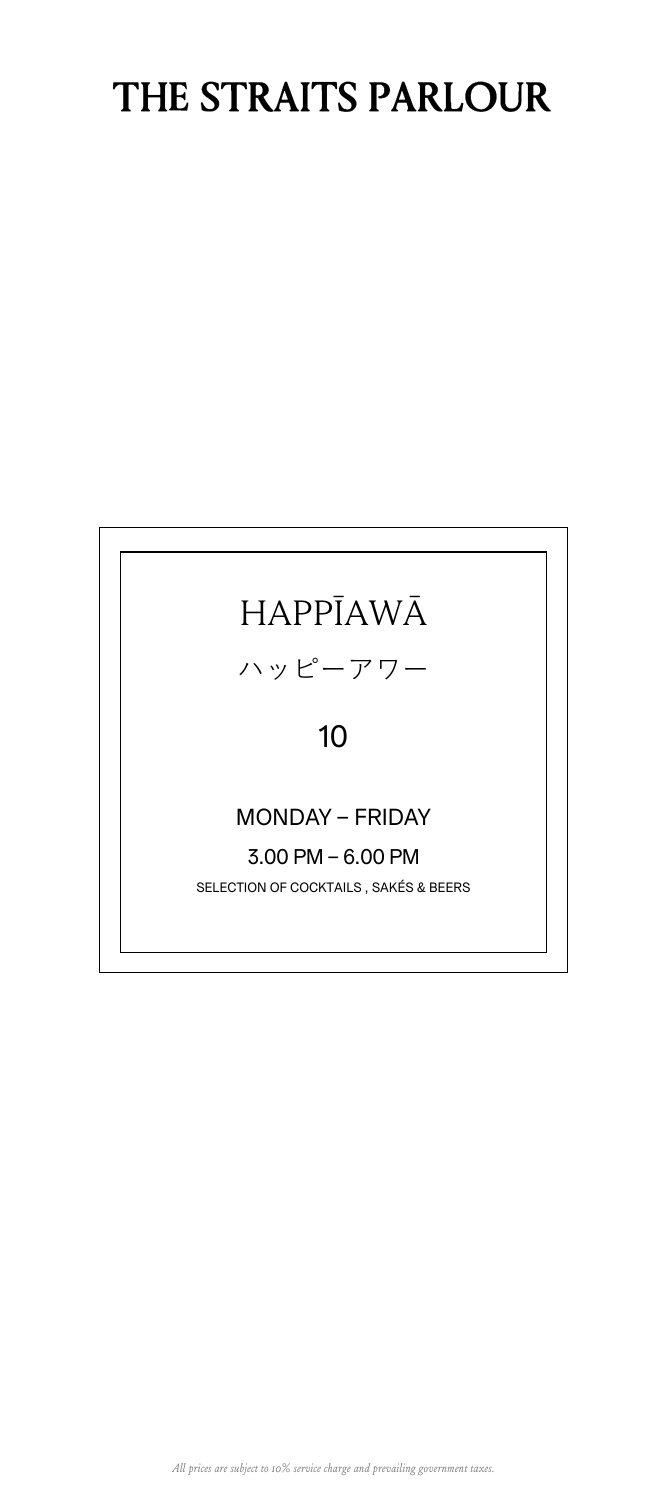# THE STRAITS PARLOUR

## HAPPĪAWĀ

ハッピーアワー

10

MONDAY – FRIDAY

3.00 PM – 6.00 PM

SELECTION OF COCKTAILS , SAKÉS & BEERS

*All prices are subject to 10% service charge and prevailing government taxes.*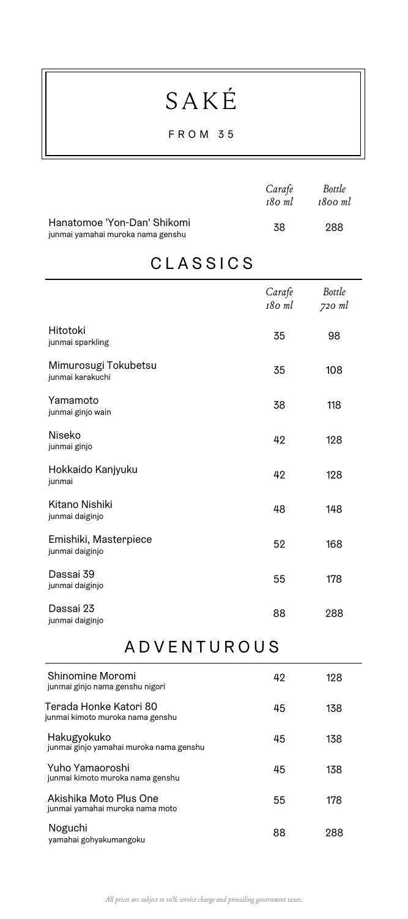# SAKÉ

FROM 35

| | *Carafe 180 ml* | *Bottle 1800 ml* |
|---|---|---|
| Hanatomoe 'Yon-Dan' Shikomi<br>junmai yamahai muroka nama genshu | 38 | 288 |

## CLASSICS

| | *Carafe 180 ml* | *Bottle 720 ml* |
|---|---|---|
| Hitotoki<br>junmai sparkling | 35 | 98 |
| Mimurosugi Tokubetsu<br>junmai karakuchi | 35 | 108 |
| Yamamoto<br>junmai ginjo wain | 38 | 118 |
| Niseko<br>junmai ginjo | 42 | 128 |
| Hokkaido Kanjyuku<br>junmai | 42 | 128 |
| Kitano Nishiki<br>junmai daiginjo | 48 | 148 |
| Emishiki, Masterpiece<br>junmai daiginjo | 52 | 168 |
| Dassai 39<br>junmai daiginjo | 55 | 178 |
| Dassai 23<br>junmai daiginjo | 88 | 288 |

## ADVENTUROUS

| | | |
|---|---|---|
| Shinomine Moromi<br>junmai ginjo nama genshu nigori | 42 | 128 |
| Terada Honke Katori 80<br>junmai kimoto muroka nama genshu | 45 | 138 |
| Hakugyokuko<br>junmai ginjo yamahai muroka nama genshu | 45 | 138 |
| Yuho Yamaoroshi<br>junmai kimoto muroka nama genshu | 45 | 138 |
| Akishika Moto Plus One<br>junmai yamahai muroka nama moto | 55 | 178 |
| Noguchi<br>yamahai gohyakumangoku | 88 | 288 |

*All prices are subject to 10% service charge and prevailing government taxes.*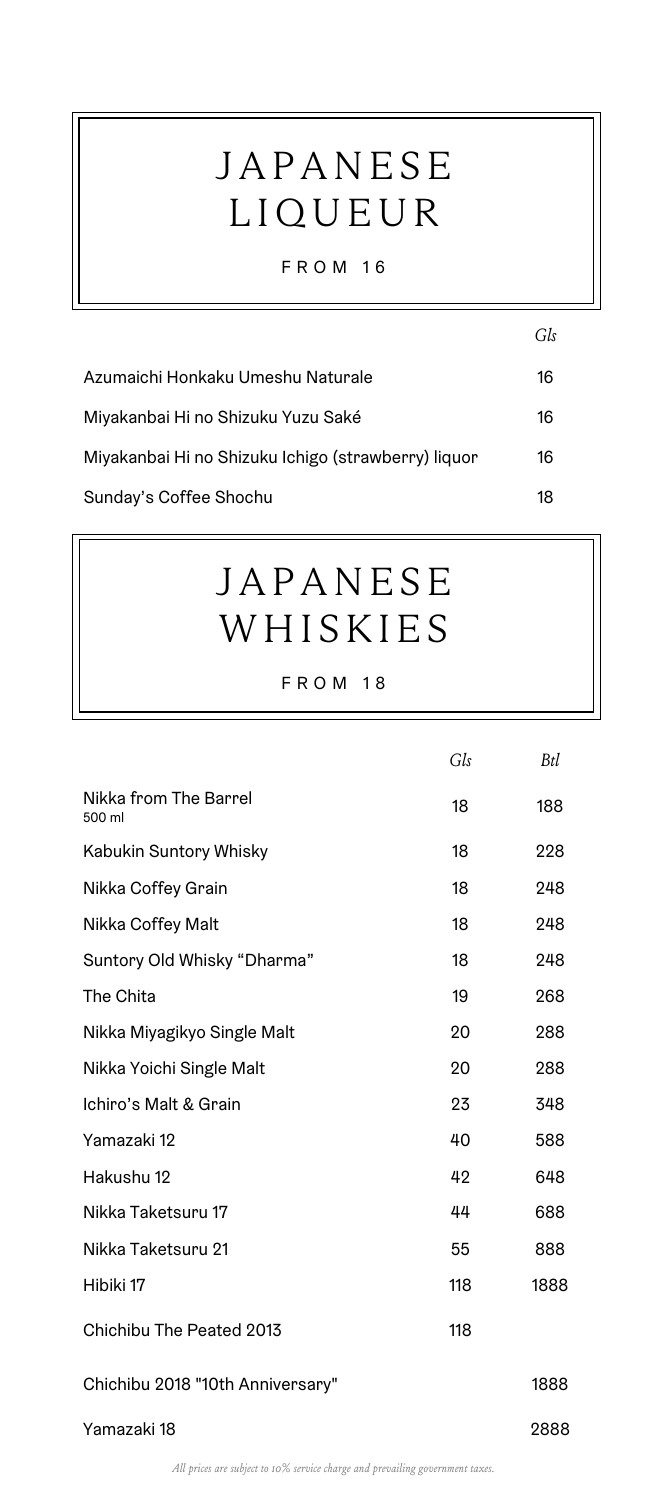# JAPANESE LIQUEUR

FROM 16

| | Gls |
|---|---|
| Azumaichi Honkaku Umeshu Naturale | 16 |
| Miyakanbai Hi no Shizuku Yuzu Saké | 16 |
| Miyakanbai Hi no Shizuku Ichigo (strawberry) liquor | 16 |
| Sunday's Coffee Shochu | 18 |

# JAPANESE WHISKIES

FROM 18

| | Gls | Btl |
|---|---|---|
| Nikka from The Barrel<br>500 ml | 18 | 188 |
| Kabukin Suntory Whisky | 18 | 228 |
| Nikka Coffey Grain | 18 | 248 |
| Nikka Coffey Malt | 18 | 248 |
| Suntory Old Whisky "Dharma" | 18 | 248 |
| The Chita | 19 | 268 |
| Nikka Miyagikyo Single Malt | 20 | 288 |
| Nikka Yoichi Single Malt | 20 | 288 |
| Ichiro's Malt & Grain | 23 | 348 |
| Yamazaki 12 | 40 | 588 |
| Hakushu 12 | 42 | 648 |
| Nikka Taketsuru 17 | 44 | 688 |
| Nikka Taketsuru 21 | 55 | 888 |
| Hibiki 17 | 118 | 1888 |
| Chichibu The Peated 2013 | 118 | |
| Chichibu 2018 "10th Anniversary" | | 1888 |
| Yamazaki 18 | | 2888 |

*All prices are subject to 10% service charge and prevailing government taxes.*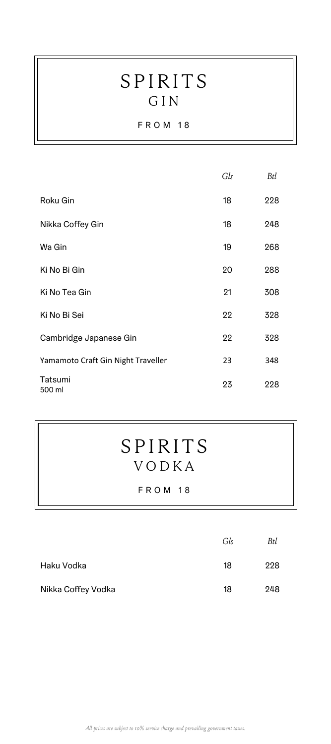# SPIRITS
## GIN

FROM 18

| | *Gls* | *Btl* |
|---|---|---|
| Roku Gin | 18 | 228 |
| Nikka Coffey Gin | 18 | 248 |
| Wa Gin | 19 | 268 |
| Ki No Bi Gin | 20 | 288 |
| Ki No Tea Gin | 21 | 308 |
| Ki No Bi Sei | 22 | 328 |
| Cambridge Japanese Gin | 22 | 328 |
| Yamamoto Craft Gin Night Traveller | 23 | 348 |
| Tatsumi 500 ml | 23 | 228 |

# SPIRITS
## VODKA

FROM 18

| | *Gls* | *Btl* |
|---|---|---|
| Haku Vodka | 18 | 228 |
| Nikka Coffey Vodka | 18 | 248 |

*All prices are subject to 10% service charge and prevailing government taxes.*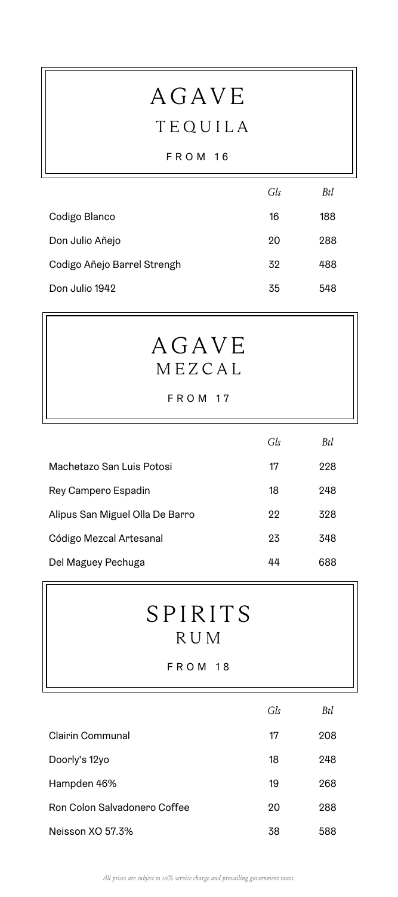# AGAVE
## TEQUILA

FROM 16

| | Gls | Btl |
|---|---|---|
| Codigo Blanco | 16 | 188 |
| Don Julio Añejo | 20 | 288 |
| Codigo Añejo Barrel Strengh | 32 | 488 |
| Don Julio 1942 | 35 | 548 |

# AGAVE
## MEZCAL

FROM 17

| | Gls | Btl |
|---|---|---|
| Machetazo San Luis Potosi | 17 | 228 |
| Rey Campero Espadin | 18 | 248 |
| Alipus San Miguel Olla De Barro | 22 | 328 |
| Código Mezcal Artesanal | 23 | 348 |
| Del Maguey Pechuga | 44 | 688 |

# SPIRITS
## RUM

FROM 18

| | Gls | Btl |
|---|---|---|
| Clairin Communal | 17 | 208 |
| Doorly's 12yo | 18 | 248 |
| Hampden 46% | 19 | 268 |
| Ron Colon Salvadonero Coffee | 20 | 288 |
| Neisson XO 57.3% | 38 | 588 |

*All prices are subject to 10% service charge and prevailing government taxes.*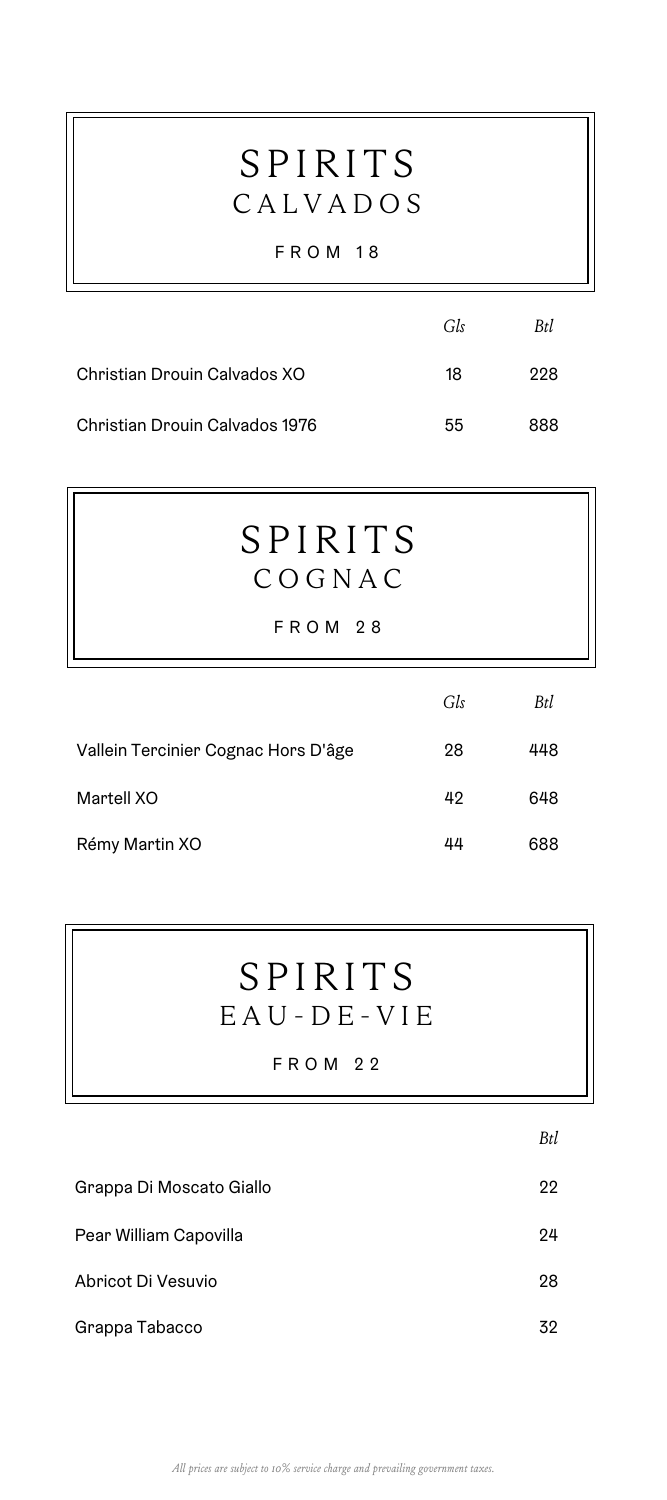# SPIRITS
## CALVADOS

FROM 18

| | *Gls* | *Btl* |
|---|---|---|
| Christian Drouin Calvados XO | 18 | 228 |
| Christian Drouin Calvados 1976 | 55 | 888 |

# SPIRITS
## COGNAC

FROM 28

| | *Gls* | *Btl* |
|---|---|---|
| Vallein Tercinier Cognac Hors D'âge | 28 | 448 |
| Martell XO | 42 | 648 |
| Rémy Martin XO | 44 | 688 |

# SPIRITS
## EAU-DE-VIE

FROM 22

| | *Btl* |
|---|---|
| Grappa Di Moscato Giallo | 22 |
| Pear William Capovilla | 24 |
| Abricot Di Vesuvio | 28 |
| Grappa Tabacco | 32 |

*All prices are subject to 10% service charge and prevailing government taxes.*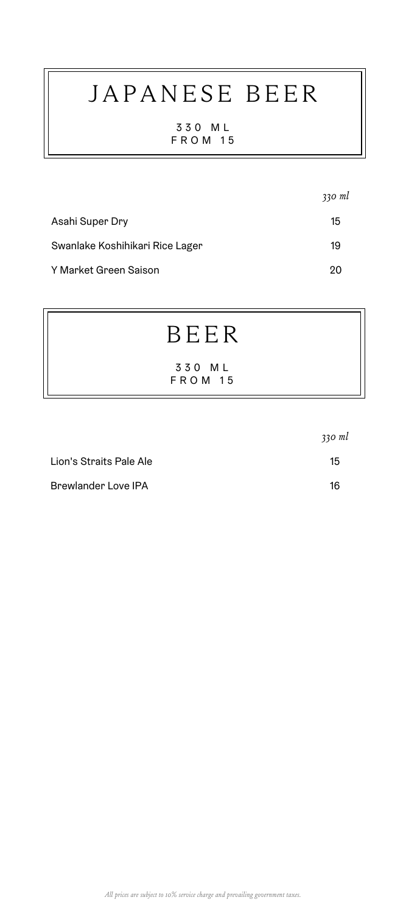# JAPANESE BEER

330 ML
FROM 15

| | *330 ml* |
|---|---|
| Asahi Super Dry | 15 |
| Swanlake Koshihikari Rice Lager | 19 |
| Y Market Green Saison | 20 |

# BEER

330 ML
FROM 15

| | *330 ml* |
|---|---|
| Lion's Straits Pale Ale | 15 |
| Brewlander Love IPA | 16 |

*All prices are subject to 10% service charge and prevailing government taxes.*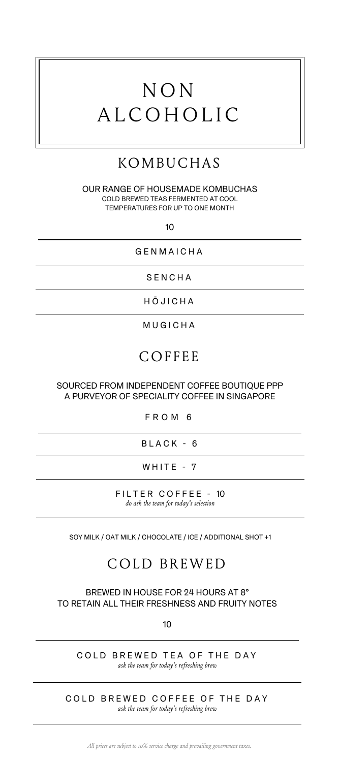# NON ALCOHOLIC

## KOMBUCHAS

OUR RANGE OF HOUSEMADE KOMBUCHAS
COLD BREWED TEAS FERMENTED AT COOL TEMPERATURES FOR UP TO ONE MONTH

10

GENMAICHA

SENCHA

HŌJICHA

MUGICHA

## COFFEE

SOURCED FROM INDEPENDENT COFFEE BOUTIQUE PPP
A PURVEYOR OF SPECIALITY COFFEE IN SINGAPORE

FROM 6

BLACK - 6

WHITE - 7

FILTER COFFEE - 10
*do ask the team for today's selection*

SOY MILK / OAT MILK / CHOCOLATE / ICE / ADDITIONAL SHOT +1

## COLD BREWED

BREWED IN HOUSE FOR 24 HOURS AT 8°
TO RETAIN ALL THEIR FRESHNESS AND FRUITY NOTES

10

COLD BREWED TEA OF THE DAY
*ask the team for today's refreshing brew*

COLD BREWED COFFEE OF THE DAY
*ask the team for today's refreshing brew*

*All prices are subject to 10% service charge and prevailing government taxes.*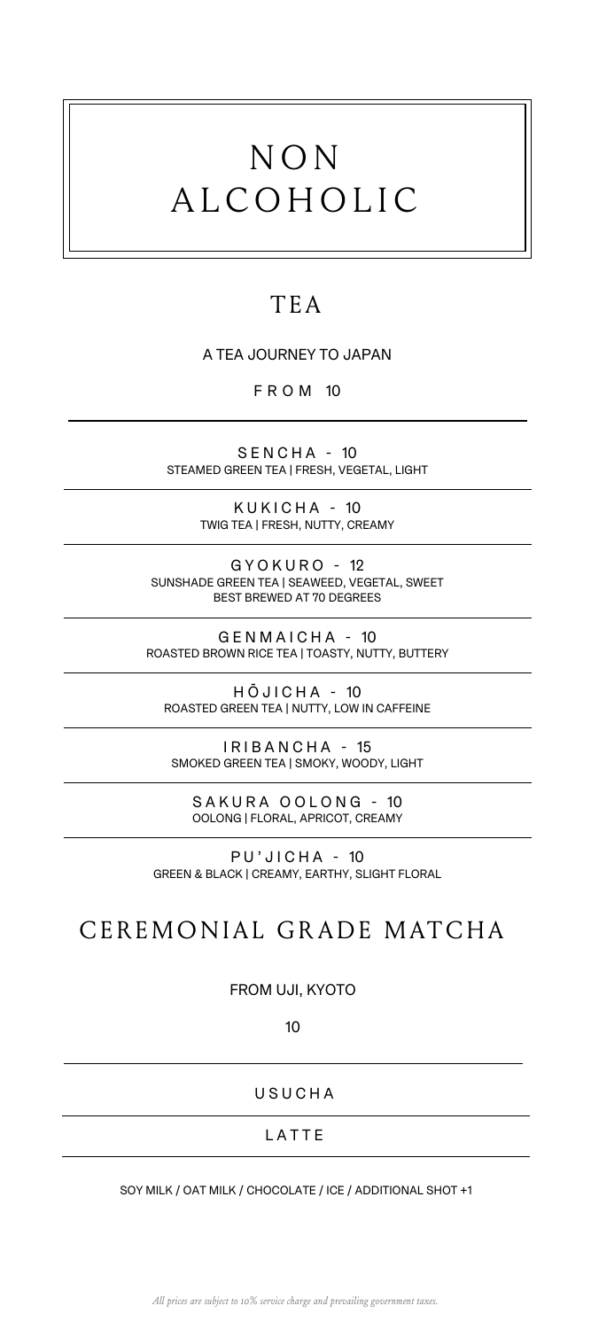# NON ALCOHOLIC

## TEA

A TEA JOURNEY TO JAPAN

FROM 10

---

SENCHA - 10
STEAMED GREEN TEA | FRESH, VEGETAL, LIGHT

KUKICHA - 10
TWIG TEA | FRESH, NUTTY, CREAMY

GYOKURO - 12
SUNSHADE GREEN TEA | SEAWEED, VEGETAL, SWEET
BEST BREWED AT 70 DEGREES

GENMAICHA - 10
ROASTED BROWN RICE TEA | TOASTY, NUTTY, BUTTERY

HŌJICHA - 10
ROASTED GREEN TEA | NUTTY, LOW IN CAFFEINE

IRIBANCHA - 15
SMOKED GREEN TEA | SMOKY, WOODY, LIGHT

SAKURA OOLONG - 10
OOLONG | FLORAL, APRICOT, CREAMY

PU'JICHA - 10
GREEN & BLACK | CREAMY, EARTHY, SLIGHT FLORAL

## CEREMONIAL GRADE MATCHA

FROM UJI, KYOTO

10

---

USUCHA

LATTE

SOY MILK / OAT MILK / CHOCOLATE / ICE / ADDITIONAL SHOT +1

*All prices are subject to 10% service charge and prevailing government taxes.*